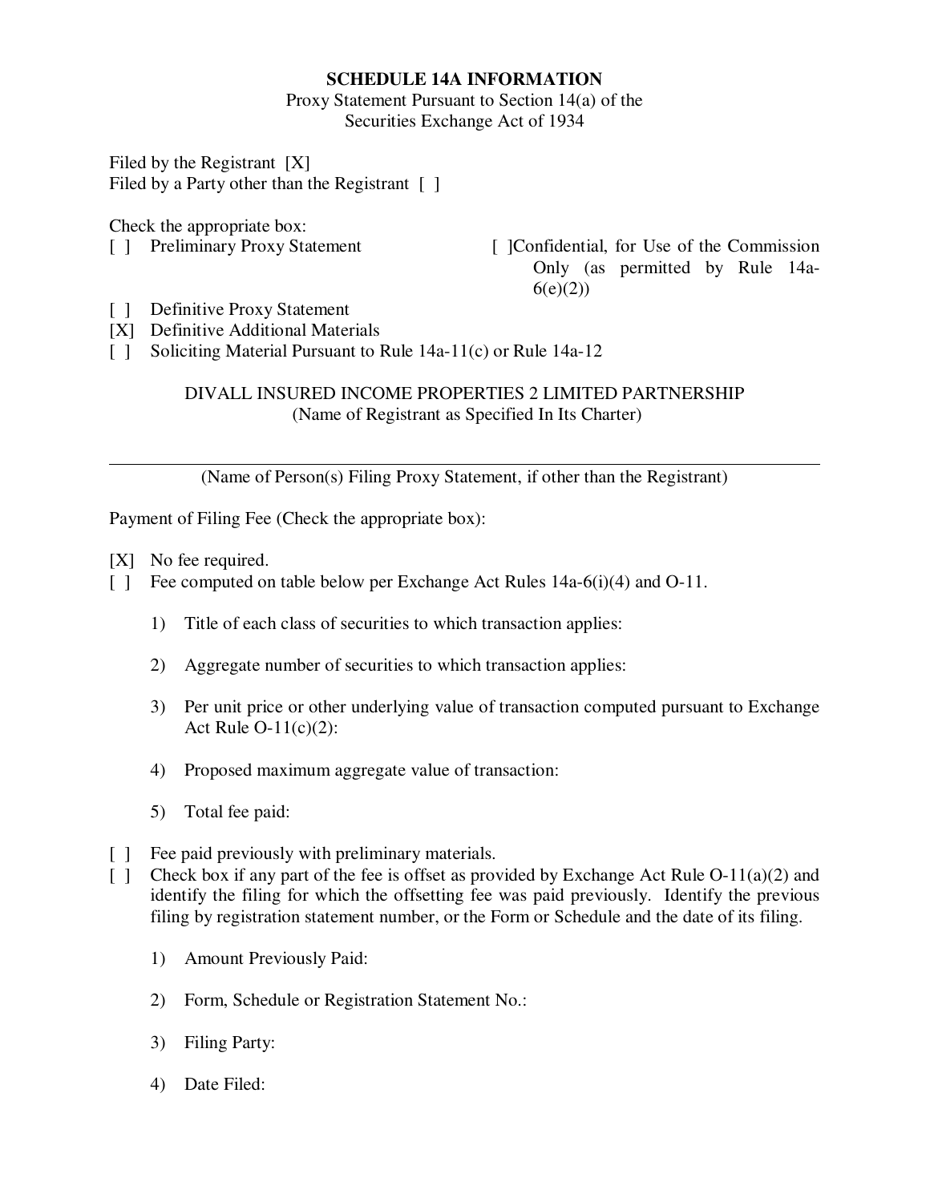**SCHEDULE 14A INFORMATION**

Proxy Statement Pursuant to Section 14(a) of the
Securities Exchange Act of 1934

Filed by the Registrant [X]
Filed by a Party other than the Registrant [ ]

Check the appropriate box:

[ ] Preliminary Proxy Statement

[ ] Confidential, for Use of the Commission Only (as permitted by Rule 14a-6(e)(2))

[ ] Definitive Proxy Statement

[X] Definitive Additional Materials

[ ] Soliciting Material Pursuant to Rule 14a-11(c) or Rule 14a-12

DIVALL INSURED INCOME PROPERTIES 2 LIMITED PARTNERSHIP
(Name of Registrant as Specified In Its Charter)

---

(Name of Person(s) Filing Proxy Statement, if other than the Registrant)

Payment of Filing Fee (Check the appropriate box):

[X] No fee required.

[ ] Fee computed on table below per Exchange Act Rules 14a-6(i)(4) and O-11.

1) Title of each class of securities to which transaction applies:

2) Aggregate number of securities to which transaction applies:

3) Per unit price or other underlying value of transaction computed pursuant to Exchange Act Rule O-11(c)(2):

4) Proposed maximum aggregate value of transaction:

5) Total fee paid:

[ ] Fee paid previously with preliminary materials.

[ ] Check box if any part of the fee is offset as provided by Exchange Act Rule O-11(a)(2) and identify the filing for which the offsetting fee was paid previously. Identify the previous filing by registration statement number, or the Form or Schedule and the date of its filing.

1) Amount Previously Paid:

2) Form, Schedule or Registration Statement No.:

3) Filing Party:

4) Date Filed: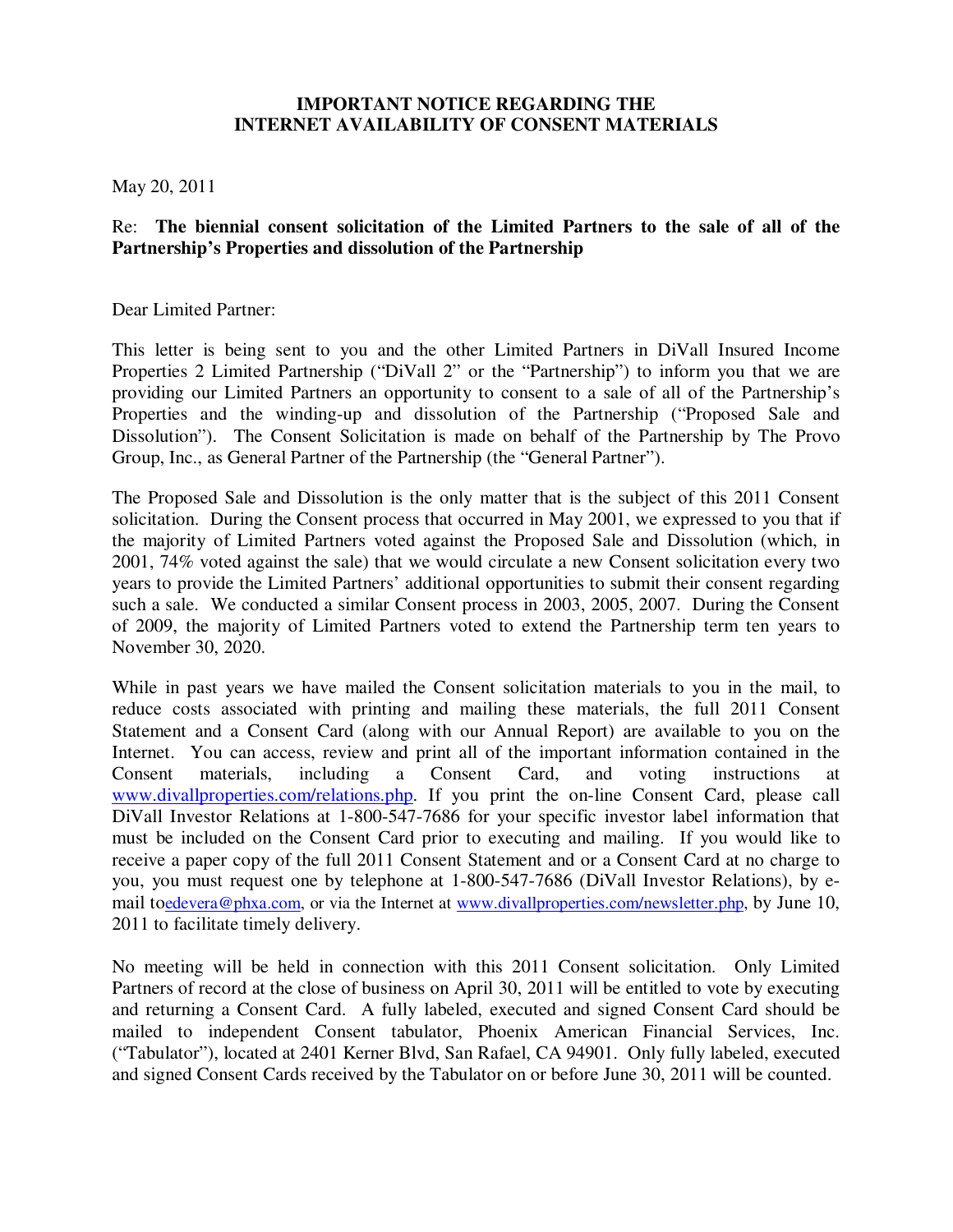**IMPORTANT NOTICE REGARDING THE INTERNET AVAILABILITY OF CONSENT MATERIALS**

May 20, 2011

Re: **The biennial consent solicitation of the Limited Partners to the sale of all of the Partnership's Properties and dissolution of the Partnership**

Dear Limited Partner:

This letter is being sent to you and the other Limited Partners in DiVall Insured Income Properties 2 Limited Partnership ("DiVall 2" or the "Partnership") to inform you that we are providing our Limited Partners an opportunity to consent to a sale of all of the Partnership's Properties and the winding-up and dissolution of the Partnership ("Proposed Sale and Dissolution"). The Consent Solicitation is made on behalf of the Partnership by The Provo Group, Inc., as General Partner of the Partnership (the "General Partner").

The Proposed Sale and Dissolution is the only matter that is the subject of this 2011 Consent solicitation. During the Consent process that occurred in May 2001, we expressed to you that if the majority of Limited Partners voted against the Proposed Sale and Dissolution (which, in 2001, 74% voted against the sale) that we would circulate a new Consent solicitation every two years to provide the Limited Partners' additional opportunities to submit their consent regarding such a sale. We conducted a similar Consent process in 2003, 2005, 2007. During the Consent of 2009, the majority of Limited Partners voted to extend the Partnership term ten years to November 30, 2020.

While in past years we have mailed the Consent solicitation materials to you in the mail, to reduce costs associated with printing and mailing these materials, the full 2011 Consent Statement and a Consent Card (along with our Annual Report) are available to you on the Internet. You can access, review and print all of the important information contained in the Consent materials, including a Consent Card, and voting instructions at www.divallproperties.com/relations.php. If you print the on-line Consent Card, please call DiVall Investor Relations at 1-800-547-7686 for your specific investor label information that must be included on the Consent Card prior to executing and mailing. If you would like to receive a paper copy of the full 2011 Consent Statement and or a Consent Card at no charge to you, you must request one by telephone at 1-800-547-7686 (DiVall Investor Relations), by e-mail toedevera@phxa.com, or via the Internet at www.divallproperties.com/newsletter.php, by June 10, 2011 to facilitate timely delivery.

No meeting will be held in connection with this 2011 Consent solicitation. Only Limited Partners of record at the close of business on April 30, 2011 will be entitled to vote by executing and returning a Consent Card. A fully labeled, executed and signed Consent Card should be mailed to independent Consent tabulator, Phoenix American Financial Services, Inc. ("Tabulator"), located at 2401 Kerner Blvd, San Rafael, CA 94901. Only fully labeled, executed and signed Consent Cards received by the Tabulator on or before June 30, 2011 will be counted.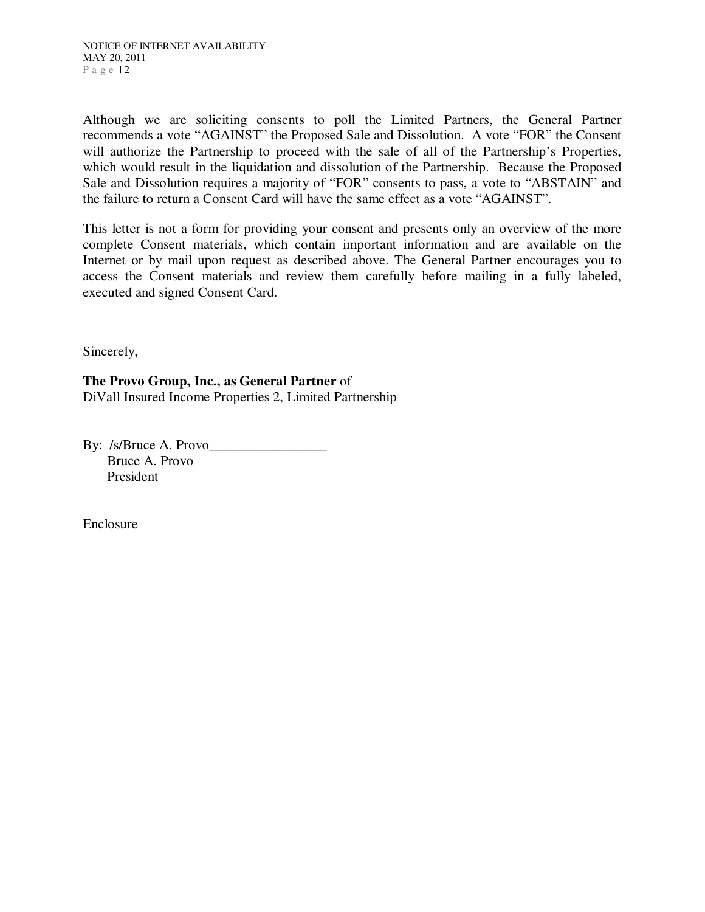Although we are soliciting consents to poll the Limited Partners, the General Partner recommends a vote "AGAINST" the Proposed Sale and Dissolution. A vote "FOR" the Consent will authorize the Partnership to proceed with the sale of all of the Partnership's Properties, which would result in the liquidation and dissolution of the Partnership. Because the Proposed Sale and Dissolution requires a majority of "FOR" consents to pass, a vote to "ABSTAIN" and the failure to return a Consent Card will have the same effect as a vote "AGAINST".

This letter is not a form for providing your consent and presents only an overview of the more complete Consent materials, which contain important information and are available on the Internet or by mail upon request as described above. The General Partner encourages you to access the Consent materials and review them carefully before mailing in a fully labeled, executed and signed Consent Card.

Sincerely,

**The Provo Group, Inc., as General Partner** of
DiVall Insured Income Properties 2, Limited Partnership

By: /s/Bruce A. Provo
Bruce A. Provo
President

Enclosure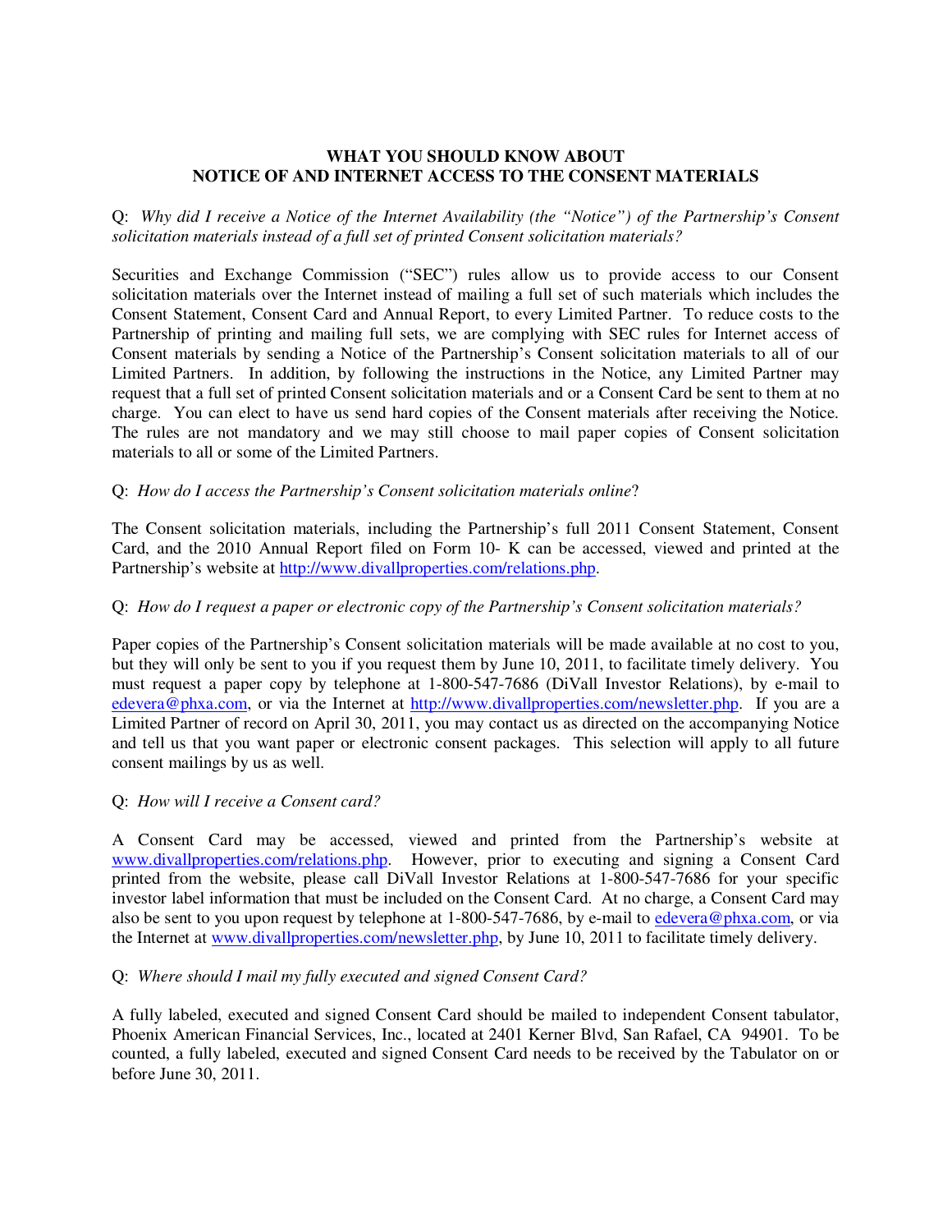## WHAT YOU SHOULD KNOW ABOUT NOTICE OF AND INTERNET ACCESS TO THE CONSENT MATERIALS

Q: *Why did I receive a Notice of the Internet Availability (the "Notice") of the Partnership's Consent solicitation materials instead of a full set of printed Consent solicitation materials?*

Securities and Exchange Commission ("SEC") rules allow us to provide access to our Consent solicitation materials over the Internet instead of mailing a full set of such materials which includes the Consent Statement, Consent Card and Annual Report, to every Limited Partner. To reduce costs to the Partnership of printing and mailing full sets, we are complying with SEC rules for Internet access of Consent materials by sending a Notice of the Partnership's Consent solicitation materials to all of our Limited Partners. In addition, by following the instructions in the Notice, any Limited Partner may request that a full set of printed Consent solicitation materials and or a Consent Card be sent to them at no charge. You can elect to have us send hard copies of the Consent materials after receiving the Notice. The rules are not mandatory and we may still choose to mail paper copies of Consent solicitation materials to all or some of the Limited Partners.

Q: *How do I access the Partnership's Consent solicitation materials online*?

The Consent solicitation materials, including the Partnership's full 2011 Consent Statement, Consent Card, and the 2010 Annual Report filed on Form 10- K can be accessed, viewed and printed at the Partnership's website at http://www.divallproperties.com/relations.php.

Q: *How do I request a paper or electronic copy of the Partnership's Consent solicitation materials?*

Paper copies of the Partnership's Consent solicitation materials will be made available at no cost to you, but they will only be sent to you if you request them by June 10, 2011, to facilitate timely delivery. You must request a paper copy by telephone at 1-800-547-7686 (DiVall Investor Relations), by e-mail to edevera@phxa.com, or via the Internet at http://www.divallproperties.com/newsletter.php. If you are a Limited Partner of record on April 30, 2011, you may contact us as directed on the accompanying Notice and tell us that you want paper or electronic consent packages. This selection will apply to all future consent mailings by us as well.

Q: *How will I receive a Consent card?*

A Consent Card may be accessed, viewed and printed from the Partnership's website at www.divallproperties.com/relations.php. However, prior to executing and signing a Consent Card printed from the website, please call DiVall Investor Relations at 1-800-547-7686 for your specific investor label information that must be included on the Consent Card. At no charge, a Consent Card may also be sent to you upon request by telephone at 1-800-547-7686, by e-mail to edevera@phxa.com, or via the Internet at www.divallproperties.com/newsletter.php, by June 10, 2011 to facilitate timely delivery.

Q: *Where should I mail my fully executed and signed Consent Card?*

A fully labeled, executed and signed Consent Card should be mailed to independent Consent tabulator, Phoenix American Financial Services, Inc., located at 2401 Kerner Blvd, San Rafael, CA 94901. To be counted, a fully labeled, executed and signed Consent Card needs to be received by the Tabulator on or before June 30, 2011.